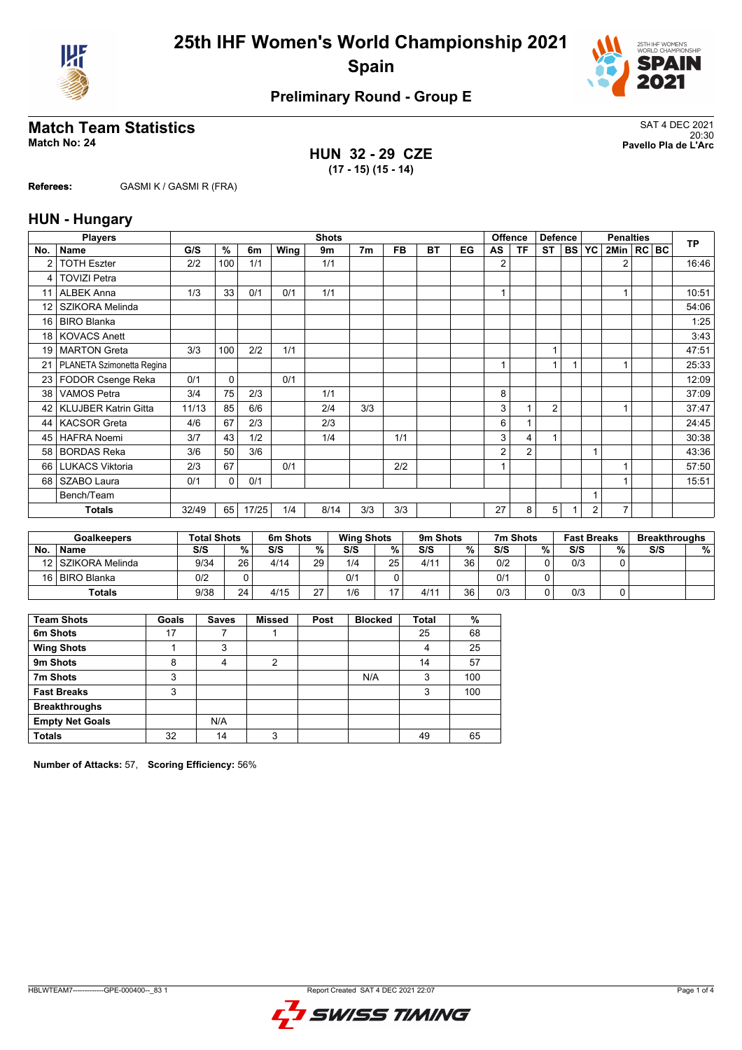# 25th IHF Women's World Championship 2021

## Spain

### Preliminary Round - Group E

## Match Team Statistics

**Match No: 24**

SAT 4 DEC 2021
20:30
**Pavello Pla de L'Arc**

**HUN 32 - 29 CZE**
**(17 - 15) (15 - 14)**

**Referees:** GASMI K / GASMI R (FRA)

## HUN - Hungary

| Players | | Shots | | | | | | | | | Offence | | Defence | | | Penalties | | | TP |
|---|---|---|---|---|---|---|---|---|---|---|---|---|---|---|---|---|---|---|---|
| No. | Name | G/S | % | 6m | Wing | 9m | 7m | FB | BT | EG | AS | TF | ST | BS | YC | 2Min | RC | BC | |
| 2 | TOTH Eszter | 2/2 | 100 | 1/1 | | 1/1 | | | | | 2 | | | | | 2 | | | 16:46 |
| 4 | TOVIZI Petra | | | | | | | | | | | | | | | | | | |
| 11 | ALBEK Anna | 1/3 | 33 | 0/1 | 0/1 | 1/1 | | | | | 1 | | | | | 1 | | | 10:51 |
| 12 | SZIKORA Melinda | | | | | | | | | | | | | | | | | | 54:06 |
| 16 | BIRO Blanka | | | | | | | | | | | | | | | | | | 1:25 |
| 18 | KOVACS Anett | | | | | | | | | | | | | | | | | | 3:43 |
| 19 | MARTON Greta | 3/3 | 100 | 2/2 | 1/1 | | | | | | | | 1 | | | | | | 47:51 |
| 21 | PLANETA Szimonetta Regina | | | | | | | | | | 1 | | 1 | 1 | | 1 | | | 25:33 |
| 23 | FODOR Csenge Reka | 0/1 | 0 | | 0/1 | | | | | | | | | | | | | | 12:09 |
| 38 | VAMOS Petra | 3/4 | 75 | 2/3 | | 1/1 | | | | | 8 | | | | | | | | 37:09 |
| 42 | KLUJBER Katrin Gitta | 11/13 | 85 | 6/6 | | 2/4 | 3/3 | | | | 3 | 1 | 2 | | | 1 | | | 37:47 |
| 44 | KACSOR Greta | 4/6 | 67 | 2/3 | | 2/3 | | | | | 6 | 1 | | | | | | | 24:45 |
| 45 | HAFRA Noemi | 3/7 | 43 | 1/2 | | 1/4 | | 1/1 | | | 3 | 4 | 1 | | | | | | 30:38 |
| 58 | BORDAS Reka | 3/6 | 50 | 3/6 | | | | | | | 2 | 2 | | | 1 | | | | 43:36 |
| 66 | LUKACS Viktoria | 2/3 | 67 | | 0/1 | | | 2/2 | | | 1 | | | | | 1 | | | 57:50 |
| 68 | SZABO Laura | 0/1 | 0 | 0/1 | | | | | | | | | | | | 1 | | | 15:51 |
| | Bench/Team | | | | | | | | | | | | | | 1 | | | | |
| | **Totals** | 32/49 | 65 | 17/25 | 1/4 | 8/14 | 3/3 | 3/3 | | | 27 | 8 | 5 | 1 | 2 | 7 | | | |

| Goalkeepers | | Total Shots | | 6m Shots | | Wing Shots | | 9m Shots | | 7m Shots | | Fast Breaks | | Breakthroughs | |
|---|---|---|---|---|---|---|---|---|---|---|---|---|---|---|---|
| No. | Name | S/S | % | S/S | % | S/S | % | S/S | % | S/S | % | S/S | % | S/S | % |
| 12 | SZIKORA Melinda | 9/34 | 26 | 4/14 | 29 | 1/4 | 25 | 4/11 | 36 | 0/2 | 0 | 0/3 | 0 | | |
| 16 | BIRO Blanka | 0/2 | 0 | | | 0/1 | 0 | | | 0/1 | 0 | | | | |
| | **Totals** | 9/38 | 24 | 4/15 | 27 | 1/6 | 17 | 4/11 | 36 | 0/3 | 0 | 0/3 | 0 | | |

| Team Shots | Goals | Saves | Missed | Post | Blocked | Total | % |
|---|---|---|---|---|---|---|---|
| **6m Shots** | 17 | 7 | 1 | | | 25 | 68 |
| **Wing Shots** | 1 | 3 | | | | 4 | 25 |
| **9m Shots** | 8 | 4 | 2 | | | 14 | 57 |
| **7m Shots** | 3 | | | | N/A | 3 | 100 |
| **Fast Breaks** | 3 | | | | | 3 | 100 |
| **Breakthroughs** | | | | | | | |
| **Empty Net Goals** | | N/A | | | | | |
| **Totals** | 32 | 14 | 3 | | | 49 | 65 |

**Number of Attacks:** 57, **Scoring Efficiency:** 56%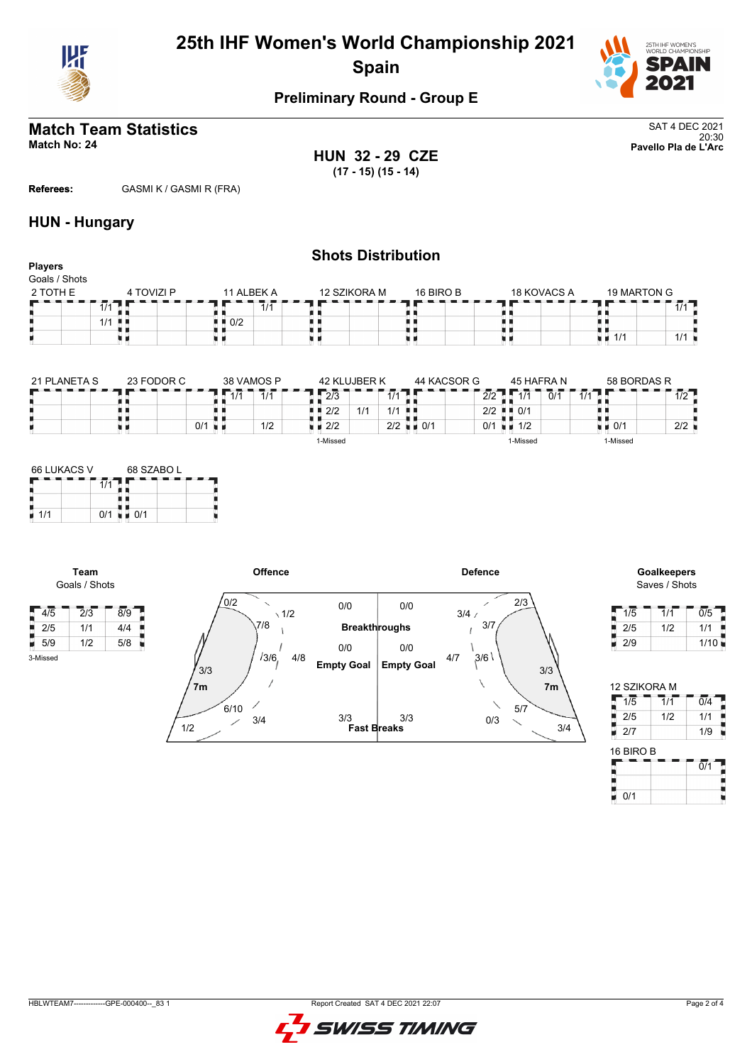# 25th IHF Women's World Championship 2021
## Spain

### Preliminary Round - Group E

## Match Team Statistics

**Match No: 24**

SAT 4 DEC 2021
20:30
**Pavello Pla de L'Arc**

**HUN 32 - 29 CZE**
**(17 - 15) (15 - 14)**

**Referees:** GASMI K / GASMI R (FRA)

## HUN - Hungary

### Shots Distribution

**Players**
Goals / Shots

**2 TOTH E**

| | | |
|---|---|---|
| | | 1/1 |
| | | 1/1 |
| | | |

**4 TOVIZI P**

| | | |
|---|---|---|
| | | |
| | | |
| | | |

**11 ALBEK A**

| | | |
|---|---|---|
| | 1/1 | |
| 0/2 | | |
| | | |

**12 SZIKORA M**

| | | |
|---|---|---|
| | | |
| | | |
| | | |

**16 BIRO B**

| | | |
|---|---|---|
| | | |
| | | |
| | | |

**18 KOVACS A**

| | | |
|---|---|---|
| | | |
| | | |
| | | |

**19 MARTON G**

| | | |
|---|---|---|
| | | 1/1 |
| | | |
| 1/1 | | 1/1 |

**21 PLANETA S**

| | | |
|---|---|---|
| | | |
| | | |
| | | |

**23 FODOR C**

| | | |
|---|---|---|
| | | |
| | | |
| | | 0/1 |

**38 VAMOS P**

| | | |
|---|---|---|
| 1/1 | 1/1 | |
| | | |
| | 1/2 | |

**42 KLUJBER K**

| | | |
|---|---|---|
| 2/3 | | 1/1 |
| 2/2 | 1/1 | 1/1 |
| 2/2 | | 2/2 |

1-Missed

**44 KACSOR G**

| | | |
|---|---|---|
| | | 2/2 |
| | | 2/2 |
| 0/1 | | 0/1 |

**45 HAFRA N**

| | | |
|---|---|---|
| 1/1 | 0/1 | 1/1 |
| 0/1 | | |
| 1/2 | | |

1-Missed

**58 BORDAS R**

| | | |
|---|---|---|
| | | 1/2 |
| | | |
| 0/1 | | 2/2 |

1-Missed

**66 LUKACS V**

| | | |
|---|---|---|
| | | 1/1 |
| | | |
| 1/1 | | 0/1 |

**68 SZABO L**

| | | |
|---|---|---|
| | | |
| | | |
| 0/1 | | |

**Team**
Goals / Shots

| | | |
|---|---|---|
| 4/5 | 2/3 | 8/9 |
| 2/5 | 1/1 | 4/4 |
| 5/9 | 1/2 | 5/8 |

3-Missed

**Offence**

- 0/2, 1/2, 7/8, 3/6, 4/8, 3/3, 7m, 6/10, 3/4, 1/2
- Breakthroughs: 0/0
- Empty Goal: 0/0
- Fast Breaks: 3/3

**Defence**

- 2/3, 3/4, 3/7, 3/6, 4/7, 3/3, 7m, 5/7, 0/3, 3/4
- Breakthroughs: 0/0
- Empty Goal: 0/0
- Fast Breaks: 3/3

**Goalkeepers**
Saves / Shots

| | | |
|---|---|---|
| 1/5 | 1/1 | 0/5 |
| 2/5 | 1/2 | 1/1 |
| 2/9 | | 1/10 |

**12 SZIKORA M**

| | | |
|---|---|---|
| 1/5 | 1/1 | 0/4 |
| 2/5 | 1/2 | 1/1 |
| 2/7 | | 1/9 |

**16 BIRO B**

| | | |
|---|---|---|
| | | 0/1 |
| | | |
| 0/1 | | |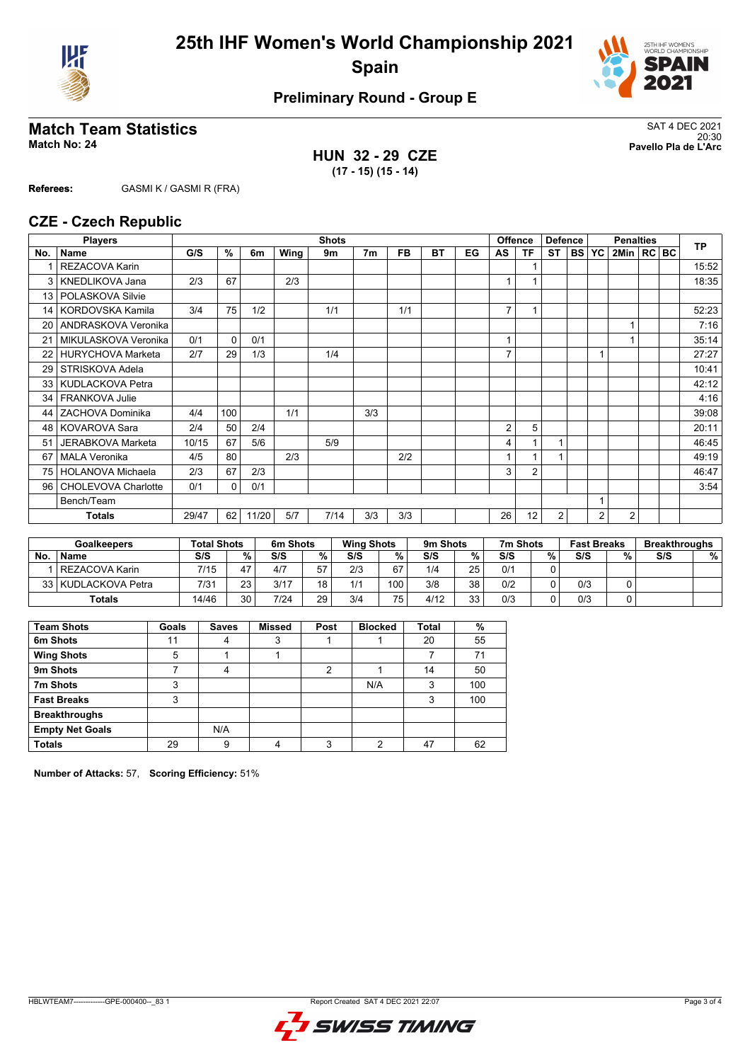# 25th IHF Women's World Championship 2021

## Spain

### Preliminary Round - Group E

## Match Team Statistics

**Match No: 24**

SAT 4 DEC 2021
20:30
**Pavello Pla de L'Arc**

**HUN 32 - 29 CZE**
**(17 - 15) (15 - 14)**

**Referees:** GASMI K / GASMI R (FRA)

## CZE - Czech Republic

| Players | | Shots | | | | | | | | | Offence | | Defence | | Penalties | | | | TP |
|---|---|---|---|---|---|---|---|---|---|---|---|---|---|---|---|---|---|---|---|
| No. | Name | G/S | % | 6m | Wing | 9m | 7m | FB | BT | EG | AS | TF | ST | BS | YC | 2Min | RC | BC | |
| 1 | REZACOVA Karin | | | | | | | | | | | 1 | | | | | | | 15:52 |
| 3 | KNEDLIKOVA Jana | 2/3 | 67 | | 2/3 | | | | | | 1 | 1 | | | | | | | 18:35 |
| 13 | POLASKOVA Silvie | | | | | | | | | | | | | | | | | | |
| 14 | KORDOVSKA Kamila | 3/4 | 75 | 1/2 | | 1/1 | | 1/1 | | | 7 | 1 | | | | | | | 52:23 |
| 20 | ANDRASKOVA Veronika | | | | | | | | | | | | | | | 1 | | | 7:16 |
| 21 | MIKULASKOVA Veronika | 0/1 | 0 | 0/1 | | | | | | | 1 | | | | | 1 | | | 35:14 |
| 22 | HURYCHOVA Marketa | 2/7 | 29 | 1/3 | | 1/4 | | | | | 7 | | | | 1 | | | | 27:27 |
| 29 | STRISKOVA Adela | | | | | | | | | | | | | | | | | | 10:41 |
| 33 | KUDLACKOVA Petra | | | | | | | | | | | | | | | | | | 42:12 |
| 34 | FRANKOVA Julie | | | | | | | | | | | | | | | | | | 4:16 |
| 44 | ZACHOVA Dominika | 4/4 | 100 | | 1/1 | | 3/3 | | | | | | | | | | | | 39:08 |
| 48 | KOVAROVA Sara | 2/4 | 50 | 2/4 | | | | | | | 2 | 5 | | | | | | | 20:11 |
| 51 | JERABKOVA Marketa | 10/15 | 67 | 5/6 | | 5/9 | | | | | 4 | 1 | 1 | | | | | | 46:45 |
| 67 | MALA Veronika | 4/5 | 80 | | 2/3 | | | 2/2 | | | 1 | 1 | 1 | | | | | | 49:19 |
| 75 | HOLANOVA Michaela | 2/3 | 67 | 2/3 | | | | | | | 3 | 2 | | | | | | | 46:47 |
| 96 | CHOLEVOVA Charlotte | 0/1 | 0 | 0/1 | | | | | | | | | | | | | | | 3:54 |
| | Bench/Team | | | | | | | | | | | | | | 1 | | | | |
| | **Totals** | 29/47 | 62 | 11/20 | 5/7 | 7/14 | 3/3 | 3/3 | | | 26 | 12 | 2 | | 2 | 2 | | | |

| Goalkeepers | | Total Shots | | 6m Shots | | Wing Shots | | 9m Shots | | 7m Shots | | Fast Breaks | | Breakthroughs | |
|---|---|---|---|---|---|---|---|---|---|---|---|---|---|---|---|
| No. | Name | S/S | % | S/S | % | S/S | % | S/S | % | S/S | % | S/S | % | S/S | % |
| 1 | REZACOVA Karin | 7/15 | 47 | 4/7 | 57 | 2/3 | 67 | 1/4 | 25 | 0/1 | 0 | | | | |
| 33 | KUDLACKOVA Petra | 7/31 | 23 | 3/17 | 18 | 1/1 | 100 | 3/8 | 38 | 0/2 | 0 | 0/3 | 0 | | |
| | **Totals** | 14/46 | 30 | 7/24 | 29 | 3/4 | 75 | 4/12 | 33 | 0/3 | 0 | 0/3 | 0 | | |

| Team Shots | Goals | Saves | Missed | Post | Blocked | Total | % |
|---|---|---|---|---|---|---|---|
| 6m Shots | 11 | 4 | 3 | 1 | 1 | 20 | 55 |
| Wing Shots | 5 | 1 | 1 | | | 7 | 71 |
| 9m Shots | 7 | 4 | | 2 | 1 | 14 | 50 |
| 7m Shots | 3 | | | | N/A | 3 | 100 |
| Fast Breaks | 3 | | | | | 3 | 100 |
| Breakthroughs | | | | | | | |
| Empty Net Goals | | N/A | | | | | |
| **Totals** | 29 | 9 | 4 | 3 | 2 | 47 | 62 |

**Number of Attacks:** 57, **Scoring Efficiency:** 51%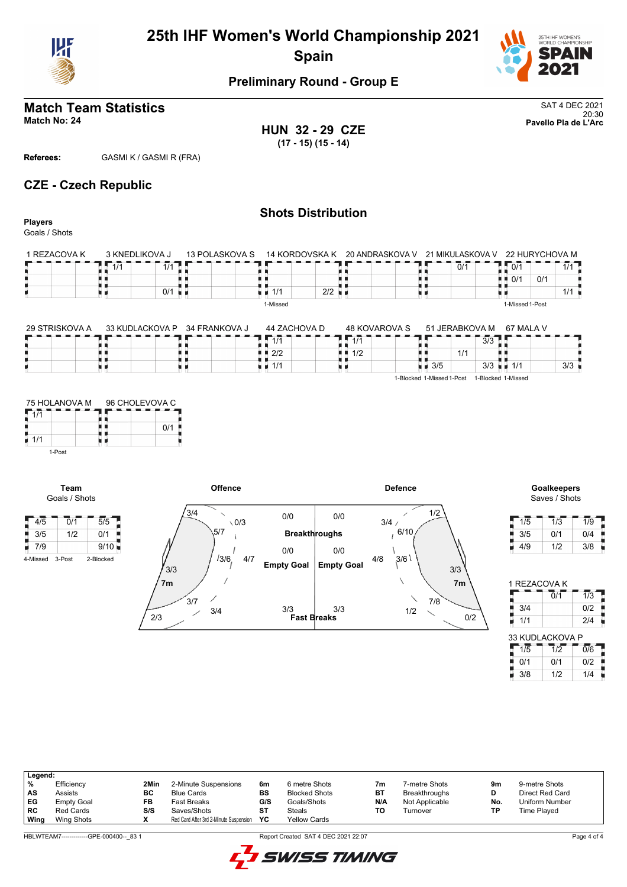# 25th IHF Women's World Championship 2021
## Spain

### Preliminary Round - Group E

## Match Team Statistics
**Match No: 24**

SAT 4 DEC 2021
20:30
**Pavello Pla de L'Arc**

**HUN 32 - 29 CZE**
**(17 - 15) (15 - 14)**

**Referees:** GASMI K / GASMI R (FRA)

## CZE - Czech Republic

### Shots Distribution

**Players**
Goals / Shots

1 REZAZOVA K

3 KNEDLIKOVA J
1/1 | | 1/1
| | 
| | 0/1

13 POLASKOVA S

14 KORDOVSKA K
| |
| |
1/1 | | 2/2
1-Missed

20 ANDRASKOVA V

21 MIKULASKOVA V
| 0/1 |

22 HURYCHOVA M
0/1 | | 1/1
0/1 | 0/1 |
| | 1/1
1-Missed 1-Post

29 STRISKOVA A

33 KUDLACKOVA P

34 FRANKOVA J

44 ZACHOVA D
1/1
2/2
1/1

48 KOVAROVA S
1/1
1/2
1-Blocked 1-Missed

51 JERABKOVA M
| | 3/3
| 1/1 |
3/5 | | 3/3
1-Post 1-Blocked

67 MALA V
1/1 | | 3/3
1-Missed

75 HOLANOVA M
1/1
1/1
1-Post

96 CHOLEVOVA C
| | 0/1

**Team**
Goals / Shots

| | | |
|---|---|---|
| 4/5 | 0/1 | 5/5 |
| 3/5 | 1/2 | 0/1 |
| 7/9 | | 9/10 |

4-Missed 3-Post 2-Blocked

**Offence**

3/4
0/3
5/7
3/6
4/7
3/3
7m
3/7
3/4
2/3

Breakthroughs: 0/0
Empty Goal: 0/0
Fast Breaks: 3/3

**Defence**

Breakthroughs: 0/0
Empty Goal: 0/0
Fast Breaks: 3/3

1/2
3/4
6/10
3/6
4/8
3/3
7m
7/8
1/2
0/2

**Goalkeepers**
Saves / Shots

| | | |
|---|---|---|
| 1/5 | 1/3 | 1/9 |
| 3/5 | 0/1 | 0/4 |
| 4/9 | 1/2 | 3/8 |

1 REZAZOVA K

| | | |
|---|---|---|
| | 0/1 | 1/3 |
| 3/4 | | 0/2 |
| 1/1 | | 2/4 |

33 KUDLACKOVA P

| | | |
|---|---|---|
| 1/5 | 1/2 | 0/6 |
| 0/1 | 0/1 | 0/2 |
| 3/8 | 1/2 | 1/4 |

| Legend: | | | | | | | | | |
|---|---|---|---|---|---|---|---|---|---|
| % | Efficiency | 2Min | 2-Minute Suspensions | 6m | 6 metre Shots | 7m | 7-metre Shots | 9m | 9-metre Shots |
| AS | Assists | BC | Blue Cards | BS | Blocked Shots | BT | Breakthroughs | D | Direct Red Card |
| EG | Empty Goal | FB | Fast Breaks | G/S | Goals/Shots | N/A | Not Applicable | No. | Uniform Number |
| RC | Red Cards | S/S | Saves/Shots | ST | Steals | TO | Turnover | TP | Time Played |
| Wing | Wing Shots | X | Red Card After 3rd 2-Minute Suspension | YC | Yellow Cards | | | | |

HBLWTEAM7--------------GPE-000400--_83 1 Report Created SAT 4 DEC 2021 22:07